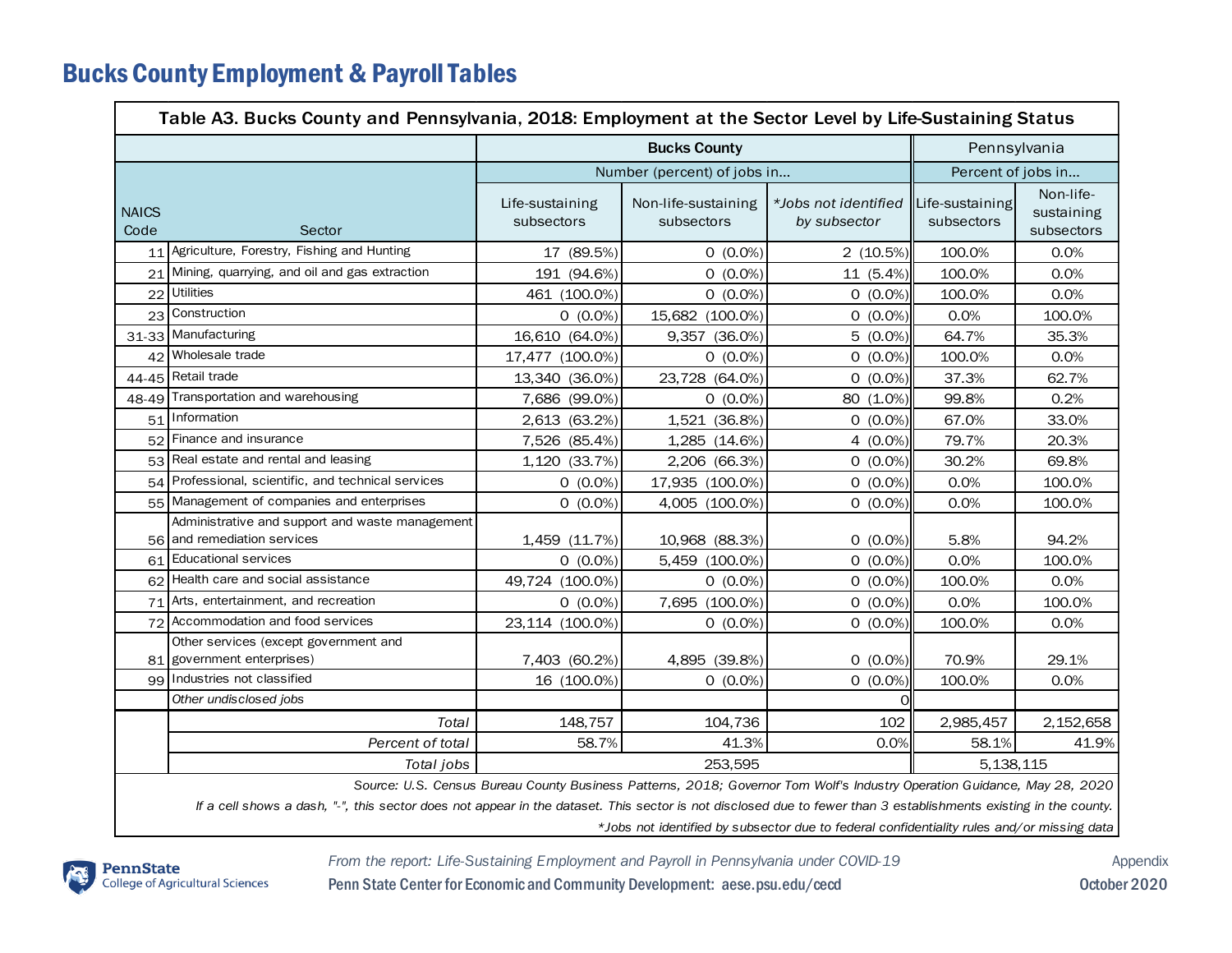# Bucks County Employment & Payroll Tables

| Table A3. Bucks County and Pennsylvania, 2018: Employment at the Sector Level by Life-Sustaining Status | | | | | | |
|---|---|---|---|---|---|---|
| | | Bucks County | | | Pennsylvania | |
| | | Number (percent) of jobs in... | | | Percent of jobs in... | |
| NAICS Code | Sector | Life-sustaining subsectors | Non-life-sustaining subsectors | *Jobs not identified by subsector* | Life-sustaining subsectors | Non-life-sustaining subsectors |
| 11 | Agriculture, Forestry, Fishing and Hunting | 17 (89.5%) | 0 (0.0%) | 2 (10.5%) | 100.0% | 0.0% |
| 21 | Mining, quarrying, and oil and gas extraction | 191 (94.6%) | 0 (0.0%) | 11 (5.4%) | 100.0% | 0.0% |
| 22 | Utilities | 461 (100.0%) | 0 (0.0%) | 0 (0.0%) | 100.0% | 0.0% |
| 23 | Construction | 0 (0.0%) | 15,682 (100.0%) | 0 (0.0%) | 0.0% | 100.0% |
| 31-33 | Manufacturing | 16,610 (64.0%) | 9,357 (36.0%) | 5 (0.0%) | 64.7% | 35.3% |
| 42 | Wholesale trade | 17,477 (100.0%) | 0 (0.0%) | 0 (0.0%) | 100.0% | 0.0% |
| 44-45 | Retail trade | 13,340 (36.0%) | 23,728 (64.0%) | 0 (0.0%) | 37.3% | 62.7% |
| 48-49 | Transportation and warehousing | 7,686 (99.0%) | 0 (0.0%) | 80 (1.0%) | 99.8% | 0.2% |
| 51 | Information | 2,613 (63.2%) | 1,521 (36.8%) | 0 (0.0%) | 67.0% | 33.0% |
| 52 | Finance and insurance | 7,526 (85.4%) | 1,285 (14.6%) | 4 (0.0%) | 79.7% | 20.3% |
| 53 | Real estate and rental and leasing | 1,120 (33.7%) | 2,206 (66.3%) | 0 (0.0%) | 30.2% | 69.8% |
| 54 | Professional, scientific, and technical services | 0 (0.0%) | 17,935 (100.0%) | 0 (0.0%) | 0.0% | 100.0% |
| 55 | Management of companies and enterprises | 0 (0.0%) | 4,005 (100.0%) | 0 (0.0%) | 0.0% | 100.0% |
| 56 | Administrative and support and waste management and remediation services | 1,459 (11.7%) | 10,968 (88.3%) | 0 (0.0%) | 5.8% | 94.2% |
| 61 | Educational services | 0 (0.0%) | 5,459 (100.0%) | 0 (0.0%) | 0.0% | 100.0% |
| 62 | Health care and social assistance | 49,724 (100.0%) | 0 (0.0%) | 0 (0.0%) | 100.0% | 0.0% |
| 71 | Arts, entertainment, and recreation | 0 (0.0%) | 7,695 (100.0%) | 0 (0.0%) | 0.0% | 100.0% |
| 72 | Accommodation and food services | 23,114 (100.0%) | 0 (0.0%) | 0 (0.0%) | 100.0% | 0.0% |
| 81 | Other services (except government and government enterprises) | 7,403 (60.2%) | 4,895 (39.8%) | 0 (0.0%) | 70.9% | 29.1% |
| 99 | Industries not classified | 16 (100.0%) | 0 (0.0%) | 0 (0.0%) | 100.0% | 0.0% |
| | *Other undisclosed jobs* | | | 0 | | |
| | *Total* | 148,757 | 104,736 | 102 | 2,985,457 | 2,152,658 |
| | *Percent of total* | 58.7% | 41.3% | 0.0% | 58.1% | 41.9% |
| | *Total jobs* | 253,595 | | | 5,138,115 | |

*Source: U.S. Census Bureau County Business Patterns, 2018; Governor Tom Wolf's Industry Operation Guidance, May 28, 2020*

*If a cell shows a dash, "-", this sector does not appear in the dataset. This sector is not disclosed due to fewer than 3 establishments existing in the county.*

*\*Jobs not identified by subsector due to federal confidentiality rules and/or missing data*

PennState College of Agricultural Sciences

*From the report: Life-Sustaining Employment and Payroll in Pennsylvania under COVID-19*

Penn State Center for Economic and Community Development: aese.psu.edu/cecd

Appendix

October 2020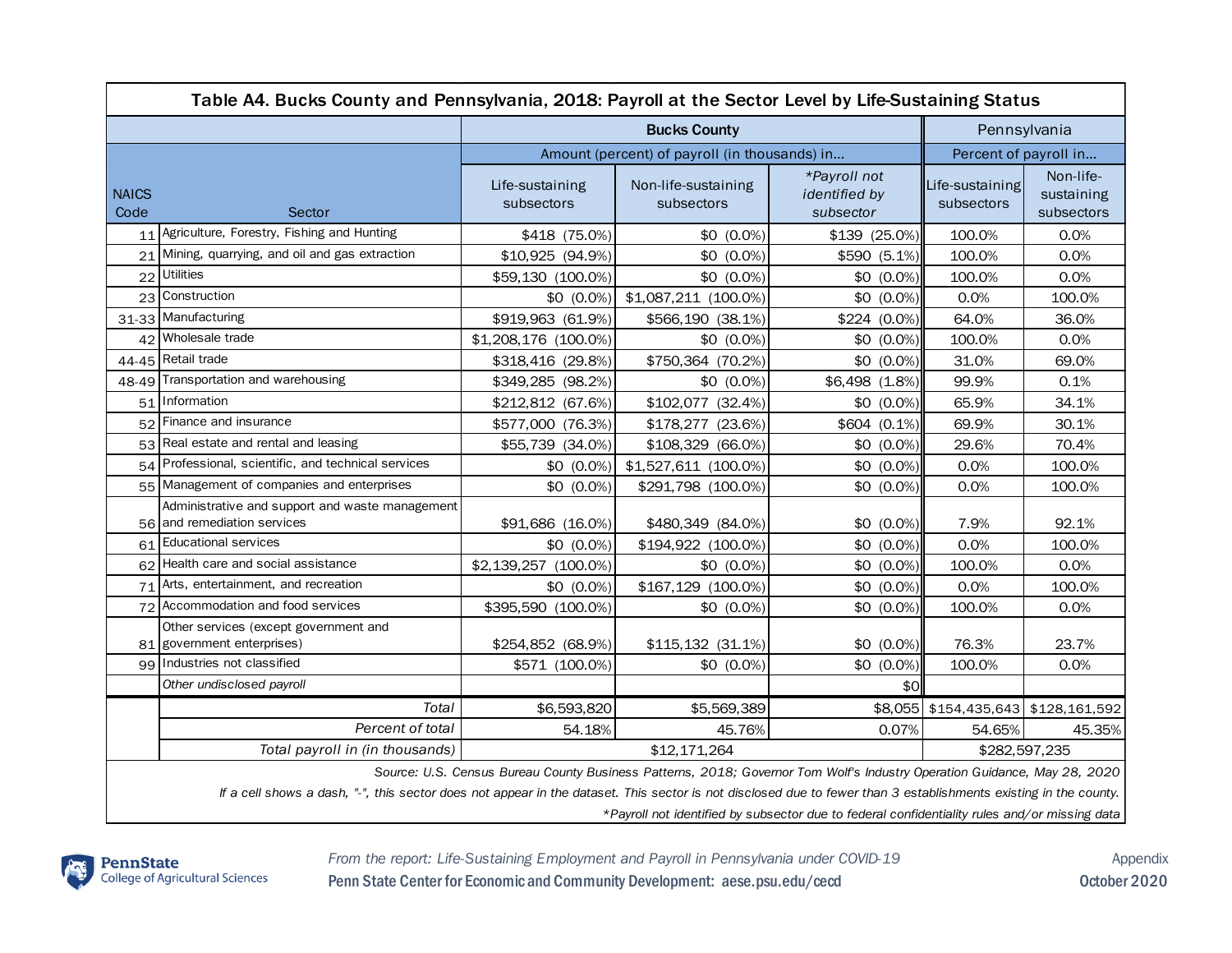## Table A4. Bucks County and Pennsylvania, 2018: Payroll at the Sector Level by Life-Sustaining Status

| | | Bucks County | | | Pennsylvania | |
|---|---|---|---|---|---|---|
| | | Amount (percent) of payroll (in thousands) in… | | | Percent of payroll in… | |
| NAICS Code | Sector | Life-sustaining subsectors | Non-life-sustaining subsectors | *Payroll not identified by subsector* | Life-sustaining subsectors | Non-life-sustaining subsectors |
| 11 | Agriculture, Forestry, Fishing and Hunting | $418 (75.0%) | $0 (0.0%) | $139 (25.0%) | 100.0% | 0.0% |
| 21 | Mining, quarrying, and oil and gas extraction | $10,925 (94.9%) | $0 (0.0%) | $590 (5.1%) | 100.0% | 0.0% |
| 22 | Utilities | $59,130 (100.0%) | $0 (0.0%) | $0 (0.0%) | 100.0% | 0.0% |
| 23 | Construction | $0 (0.0%) | $1,087,211 (100.0%) | $0 (0.0%) | 0.0% | 100.0% |
| 31-33 | Manufacturing | $919,963 (61.9%) | $566,190 (38.1%) | $224 (0.0%) | 64.0% | 36.0% |
| 42 | Wholesale trade | $1,208,176 (100.0%) | $0 (0.0%) | $0 (0.0%) | 100.0% | 0.0% |
| 44-45 | Retail trade | $318,416 (29.8%) | $750,364 (70.2%) | $0 (0.0%) | 31.0% | 69.0% |
| 48-49 | Transportation and warehousing | $349,285 (98.2%) | $0 (0.0%) | $6,498 (1.8%) | 99.9% | 0.1% |
| 51 | Information | $212,812 (67.6%) | $102,077 (32.4%) | $0 (0.0%) | 65.9% | 34.1% |
| 52 | Finance and insurance | $577,000 (76.3%) | $178,277 (23.6%) | $604 (0.1%) | 69.9% | 30.1% |
| 53 | Real estate and rental and leasing | $55,739 (34.0%) | $108,329 (66.0%) | $0 (0.0%) | 29.6% | 70.4% |
| 54 | Professional, scientific, and technical services | $0 (0.0%) | $1,527,611 (100.0%) | $0 (0.0%) | 0.0% | 100.0% |
| 55 | Management of companies and enterprises | $0 (0.0%) | $291,798 (100.0%) | $0 (0.0%) | 0.0% | 100.0% |
| 56 | Administrative and support and waste management and remediation services | $91,686 (16.0%) | $480,349 (84.0%) | $0 (0.0%) | 7.9% | 92.1% |
| 61 | Educational services | $0 (0.0%) | $194,922 (100.0%) | $0 (0.0%) | 0.0% | 100.0% |
| 62 | Health care and social assistance | $2,139,257 (100.0%) | $0 (0.0%) | $0 (0.0%) | 100.0% | 0.0% |
| 71 | Arts, entertainment, and recreation | $0 (0.0%) | $167,129 (100.0%) | $0 (0.0%) | 0.0% | 100.0% |
| 72 | Accommodation and food services | $395,590 (100.0%) | $0 (0.0%) | $0 (0.0%) | 100.0% | 0.0% |
| 81 | Other services (except government and government enterprises) | $254,852 (68.9%) | $115,132 (31.1%) | $0 (0.0%) | 76.3% | 23.7% |
| 99 | Industries not classified | $571 (100.0%) | $0 (0.0%) | $0 (0.0%) | 100.0% | 0.0% |
| | *Other undisclosed payroll* | | | $0 | | |
| | *Total* | $6,593,820 | $5,569,389 | $8,055 | $154,435,643 | $128,161,592 |
| | *Percent of total* | 54.18% | 45.76% | 0.07% | 54.65% | 45.35% |
| | *Total payroll in (in thousands)* | $12,171,264 | | | $282,597,235 | |

*Source: U.S. Census Bureau County Business Patterns, 2018; Governor Tom Wolf's Industry Operation Guidance, May 28, 2020*

*If a cell shows a dash, "-", this sector does not appear in the dataset. This sector is not disclosed due to fewer than 3 establishments existing in the county.*

**Payroll not identified by subsector due to federal confidentiality rules and/or missing data*

PennState College of Agricultural Sciences

*From the report: Life-Sustaining Employment and Payroll in Pennsylvania under COVID-19*

Penn State Center for Economic and Community Development: aese.psu.edu/cecd

Appendix

October 2020